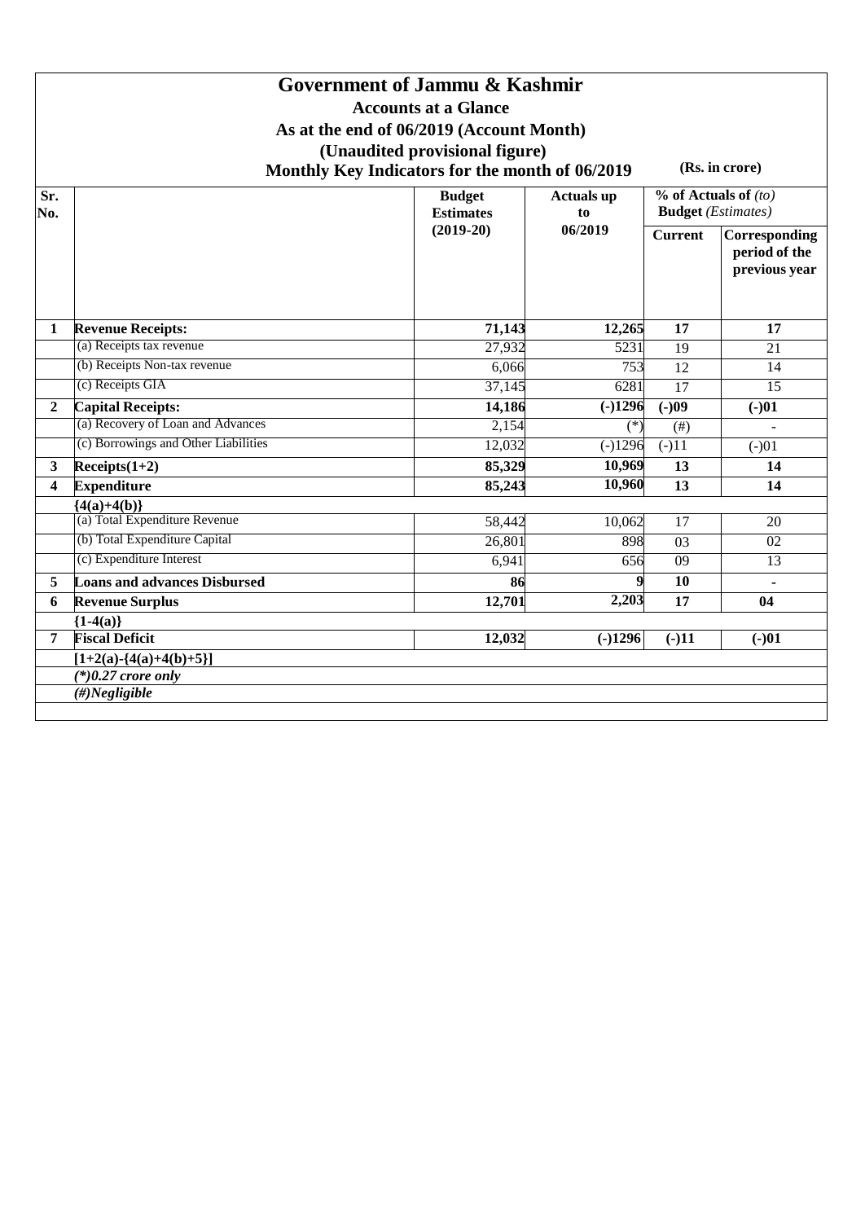# Government of Jammu & Kashmir

## Accounts at a Glance

### As at the end of 06/2019 (Account Month)

### (Unaudited provisional figure)

### Monthly Key Indicators for the month of 06/2019

(Rs. in crore)

| Sr. No. | | Budget Estimates (2019-20) | Actuals up to 06/2019 | % of Actuals of *(to)* Budget *(Estimates)* | |
|---|---|---|---|---|---|
| | | | | Current | Corresponding period of the previous year |
| **1** | **Revenue Receipts:** | **71,143** | **12,265** | **17** | **17** |
| | (a) Receipts tax revenue | 27,932 | 5231 | 19 | 21 |
| | (b) Receipts Non-tax revenue | 6,066 | 753 | 12 | 14 |
| | (c) Receipts GIA | 37,145 | 6281 | 17 | 15 |
| **2** | **Capital Receipts:** | **14,186** | **(-)1296** | **(-)09** | **(-)01** |
| | (a) Recovery of Loan and Advances | 2,154 | (*) | (#) | - |
| | (c) Borrowings and Other Liabilities | 12,032 | (-)1296 | (-)11 | (-)01 |
| **3** | **Receipts(1+2)** | **85,329** | **10,969** | **13** | **14** |
| **4** | **Expenditure** | **85,243** | **10,960** | **13** | **14** |
| | **{4(a)+4(b)}** | | | | |
| | (a) Total Expenditure Revenue | 58,442 | 10,062 | 17 | 20 |
| | (b) Total Expenditure Capital | 26,801 | 898 | 03 | 02 |
| | (c) Expenditure Interest | 6,941 | 656 | 09 | 13 |
| **5** | **Loans and advances Disbursed** | **86** | **9** | **10** | **-** |
| **6** | **Revenue Surplus** | **12,701** | **2,203** | **17** | **04** |
| | **{1-4(a)}** | | | | |
| **7** | **Fiscal Deficit** | **12,032** | **(-)1296** | **(-)11** | **(-)01** |
| | **[1+2(a)-{4(a)+4(b)+5}]** | | | | |
| | ***(*)0.27 crore only*** | | | | |
| | ***(#)Negligible*** | | | | |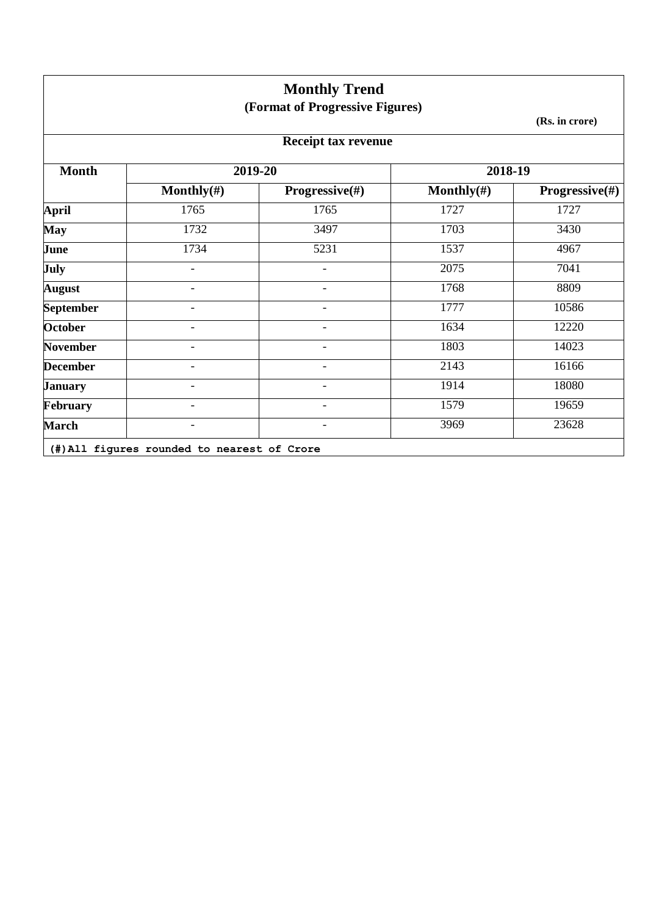# Monthly Trend

## (Format of Progressive Figures)

**(Rs. in crore)**

### Receipt tax revenue

| Month | 2019-20 | | 2018-19 | |
|---|---|---|---|---|
| | Monthly(#) | Progressive(#) | Monthly(#) | Progressive(#) |
| **April** | 1765 | 1765 | 1727 | 1727 |
| **May** | 1732 | 3497 | 1703 | 3430 |
| **June** | 1734 | 5231 | 1537 | 4967 |
| **July** | - | - | 2075 | 7041 |
| **August** | - | - | 1768 | 8809 |
| **September** | - | - | 1777 | 10586 |
| **October** | - | - | 1634 | 12220 |
| **November** | - | - | 1803 | 14023 |
| **December** | - | - | 2143 | 16166 |
| **January** | - | - | 1914 | 18080 |
| **February** | - | - | 1579 | 19659 |
| **March** | - | - | 3969 | 23628 |

**(#)All figures rounded to nearest of Crore**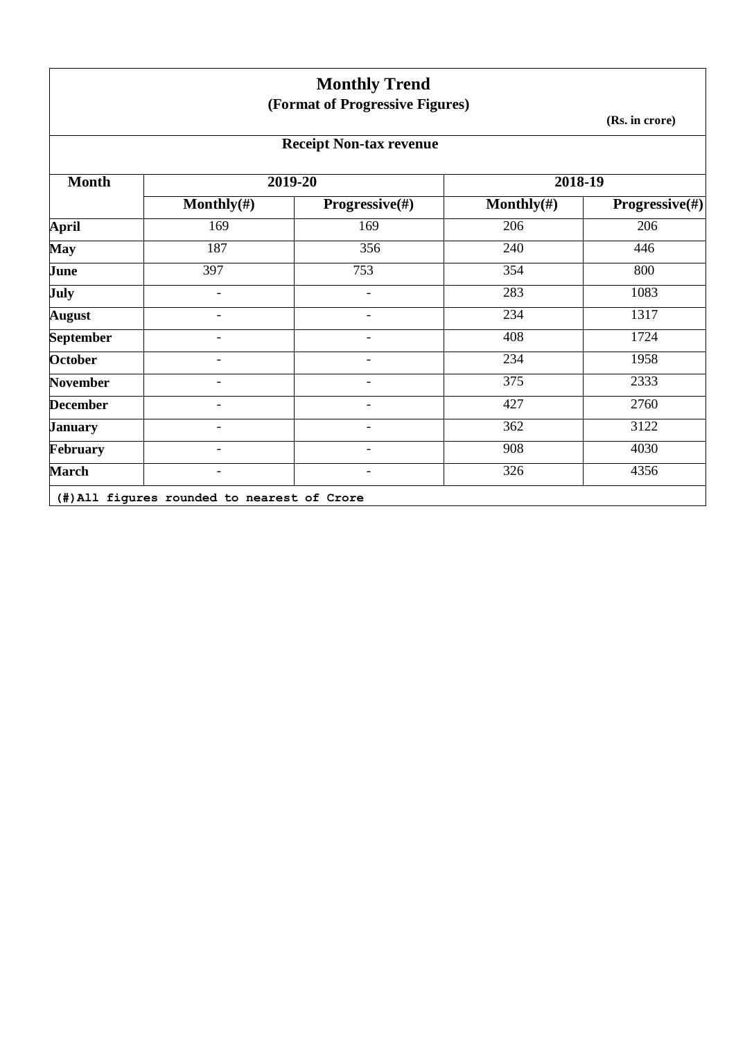# Monthly Trend

**(Format of Progressive Figures)**

**(Rs. in crore)**

**Receipt Non-tax revenue**

| Month | 2019-20 | | 2018-19 | |
|---|---|---|---|---|
| | Monthly(#) | Progressive(#) | Monthly(#) | Progressive(#) |
| **April** | 169 | 169 | 206 | 206 |
| **May** | 187 | 356 | 240 | 446 |
| **June** | 397 | 753 | 354 | 800 |
| **July** | - | - | 283 | 1083 |
| **August** | - | - | 234 | 1317 |
| **September** | - | - | 408 | 1724 |
| **October** | - | - | 234 | 1958 |
| **November** | - | - | 375 | 2333 |
| **December** | - | - | 427 | 2760 |
| **January** | - | - | 362 | 3122 |
| **February** | - | - | 908 | 4030 |
| **March** | - | - | 326 | 4356 |

**(#)All figures rounded to nearest of Crore**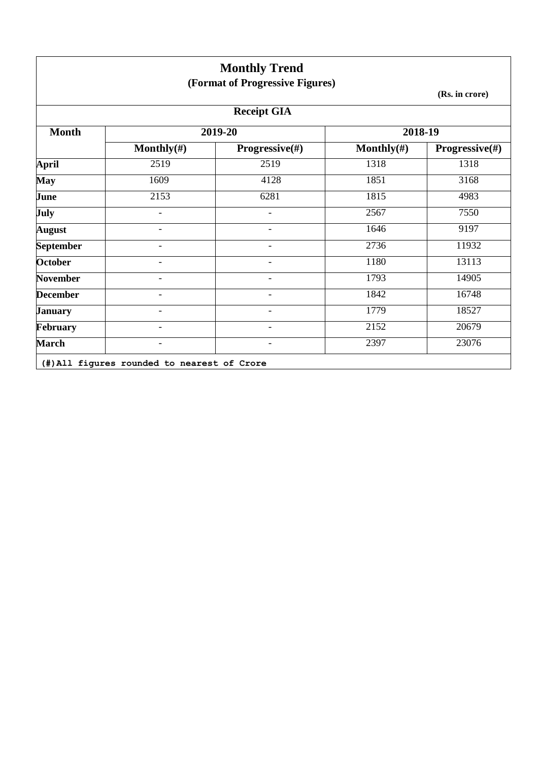# Monthly Trend

## (Format of Progressive Figures)

**(Rs. in crore)**

### Receipt GIA

| Month | 2019-20 | | 2018-19 | |
|---|---|---|---|---|
| | Monthly(#) | Progressive(#) | Monthly(#) | Progressive(#) |
| **April** | 2519 | 2519 | 1318 | 1318 |
| **May** | 1609 | 4128 | 1851 | 3168 |
| **June** | 2153 | 6281 | 1815 | 4983 |
| **July** | - | - | 2567 | 7550 |
| **August** | - | - | 1646 | 9197 |
| **September** | - | - | 2736 | 11932 |
| **October** | - | - | 1180 | 13113 |
| **November** | - | - | 1793 | 14905 |
| **December** | - | - | 1842 | 16748 |
| **January** | - | - | 1779 | 18527 |
| **February** | - | - | 2152 | 20679 |
| **March** | - | - | 2397 | 23076 |

**(#)All figures rounded to nearest of Crore**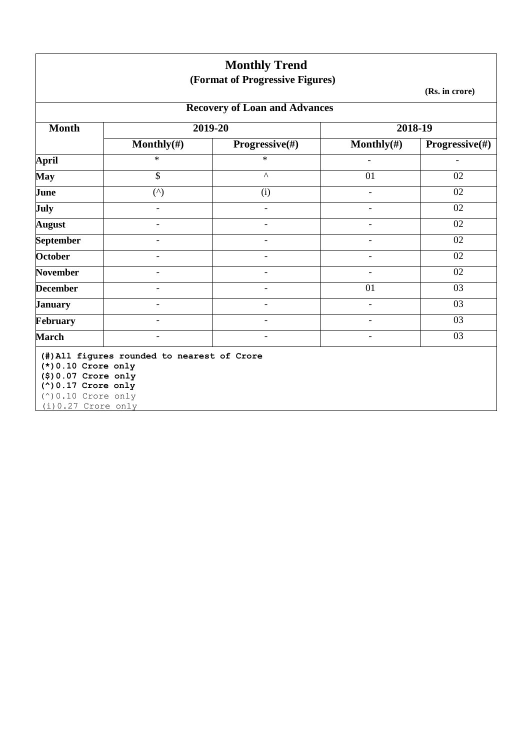# Monthly Trend

## (Format of Progressive Figures)

**(Rs. in crore)**

### Recovery of Loan and Advances

| Month | 2019-20 | | 2018-19 | |
|---|---|---|---|---|
| | Monthly(#) | Progressive(#) | Monthly(#) | Progressive(#) |
| **April** | * | * | - | - |
| **May** | $ | ^ | 01 | 02 |
| **June** | (^) | (i) | - | 02 |
| **July** | - | - | - | 02 |
| **August** | - | - | - | 02 |
| **September** | - | - | - | 02 |
| **October** | - | - | - | 02 |
| **November** | - | - | - | 02 |
| **December** | - | - | 01 | 03 |
| **January** | - | - | - | 03 |
| **February** | - | - | - | 03 |
| **March** | - | - | - | 03 |

**(#)All figures rounded to nearest of Crore**
**(*)0.10 Crore only**
**($)0.07 Crore only**
**(^)0.17 Crore only**
(^)0.10 Crore only
(i)0.27 Crore only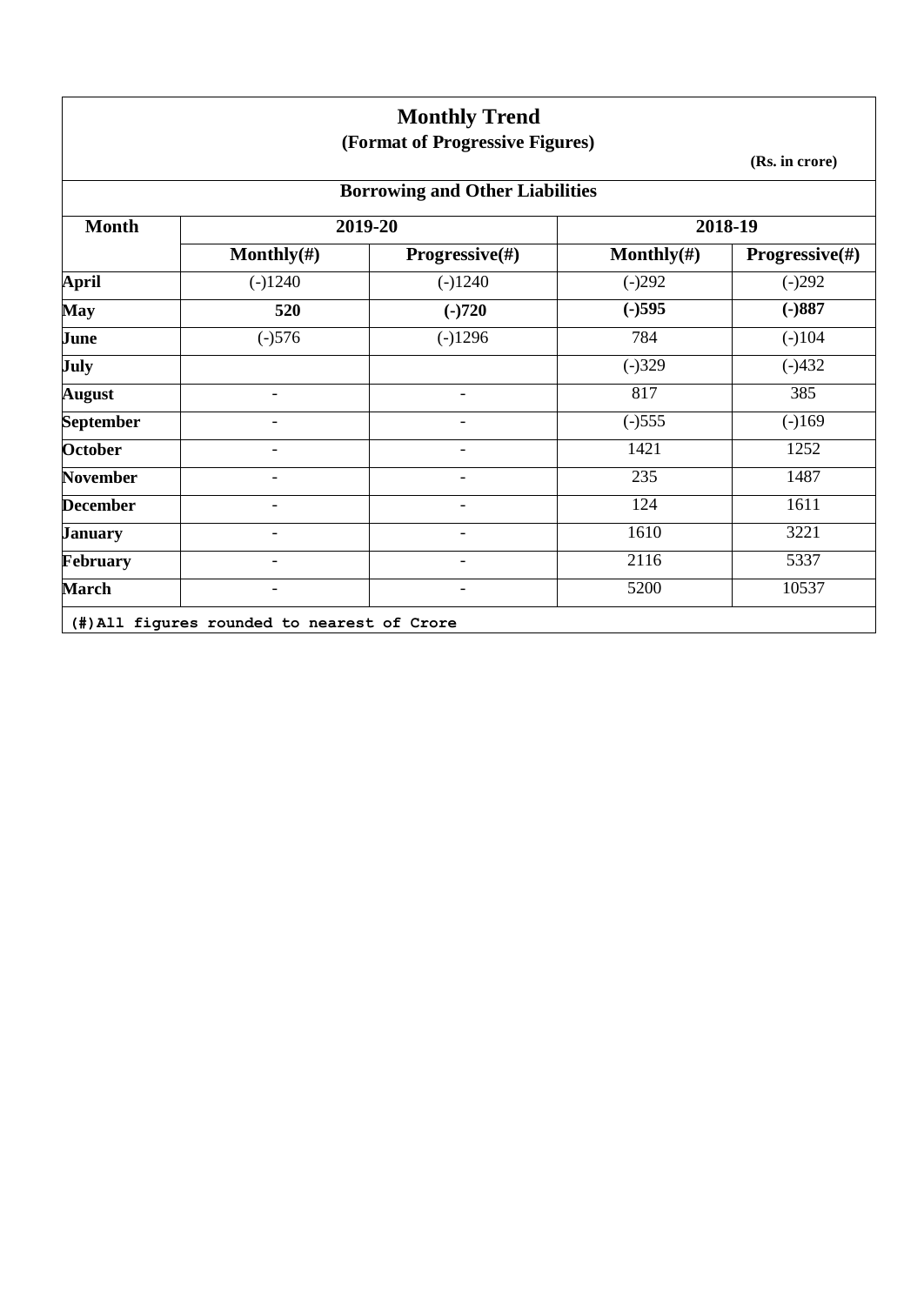# Monthly Trend

## (Format of Progressive Figures)

**(Rs. in crore)**

### Borrowing and Other Liabilities

| Month | 2019-20 | | 2018-19 | |
|---|---|---|---|---|
| | **Monthly(#)** | **Progressive(#)** | **Monthly(#)** | **Progressive(#)** |
| **April** | (-)1240 | (-)1240 | (-)292 | (-)292 |
| **May** | **520** | **(-)720** | **(-)595** | **(-)887** |
| **June** | (-)576 | (-)1296 | 784 | (-)104 |
| **July** | | | (-)329 | (-)432 |
| **August** | - | - | 817 | 385 |
| **September** | - | - | (-)555 | (-)169 |
| **October** | - | - | 1421 | 1252 |
| **November** | - | - | 235 | 1487 |
| **December** | - | - | 124 | 1611 |
| **January** | - | - | 1610 | 3221 |
| **February** | - | - | 2116 | 5337 |
| **March** | - | - | 5200 | 10537 |

**(#)All figures rounded to nearest of Crore**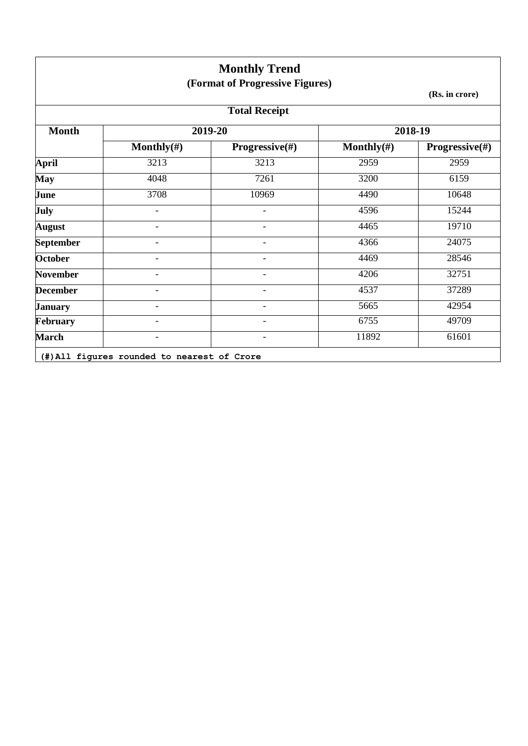# Monthly Trend

## (Format of Progressive Figures)

**(Rs. in crore)**

### Total Receipt

| Month | 2019-20 | | 2018-19 | |
|---|---|---|---|---|
| | Monthly(#) | Progressive(#) | Monthly(#) | Progressive(#) |
| **April** | 3213 | 3213 | 2959 | 2959 |
| **May** | 4048 | 7261 | 3200 | 6159 |
| **June** | 3708 | 10969 | 4490 | 10648 |
| **July** | - | - | 4596 | 15244 |
| **August** | - | - | 4465 | 19710 |
| **September** | - | - | 4366 | 24075 |
| **October** | - | - | 4469 | 28546 |
| **November** | - | - | 4206 | 32751 |
| **December** | - | - | 4537 | 37289 |
| **January** | - | - | 5665 | 42954 |
| **February** | - | - | 6755 | 49709 |
| **March** | - | - | 11892 | 61601 |

(#)All figures rounded to nearest of Crore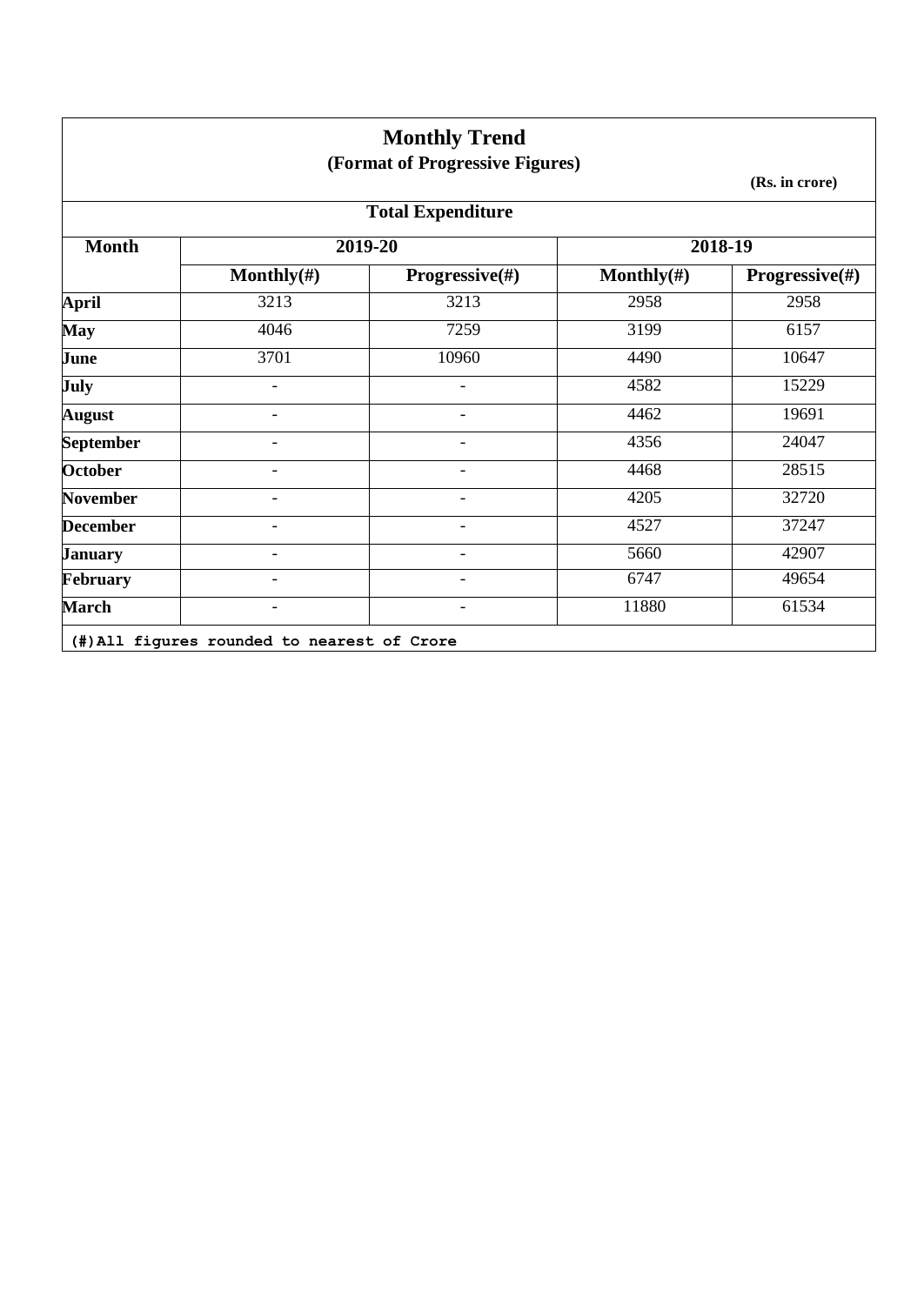# Monthly Trend

### (Format of Progressive Figures)

**(Rs. in crore)**

### Total Expenditure

| Month | 2019-20 | | 2018-19 | |
|---|---|---|---|---|
| | Monthly(#) | Progressive(#) | Monthly(#) | Progressive(#) |
| **April** | 3213 | 3213 | 2958 | 2958 |
| **May** | 4046 | 7259 | 3199 | 6157 |
| **June** | 3701 | 10960 | 4490 | 10647 |
| **July** | - | - | 4582 | 15229 |
| **August** | - | - | 4462 | 19691 |
| **September** | - | - | 4356 | 24047 |
| **October** | - | - | 4468 | 28515 |
| **November** | - | - | 4205 | 32720 |
| **December** | - | - | 4527 | 37247 |
| **January** | - | - | 5660 | 42907 |
| **February** | - | - | 6747 | 49654 |
| **March** | - | - | 11880 | 61534 |

**(#)All figures rounded to nearest of Crore**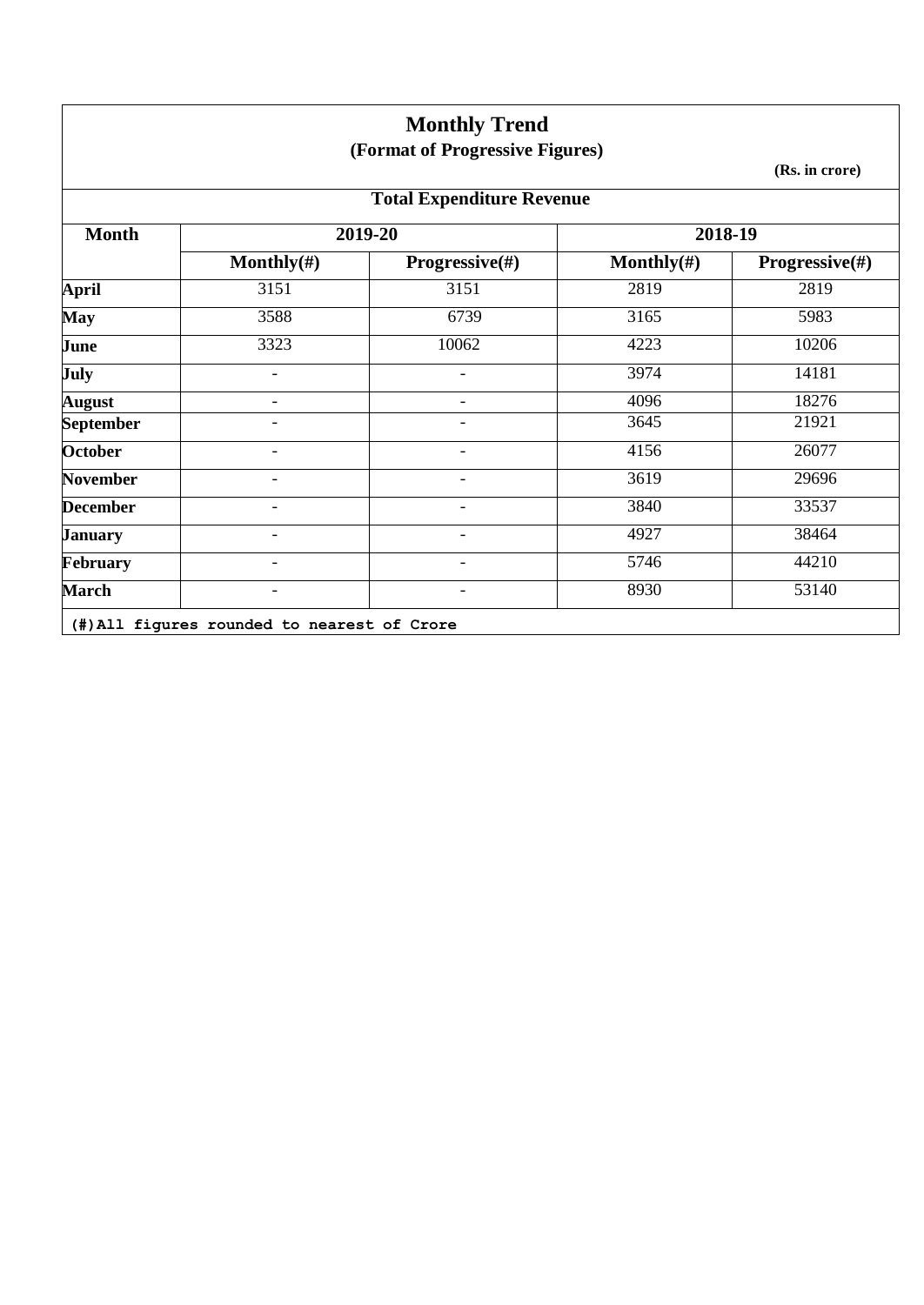# Monthly Trend

## (Format of Progressive Figures)

(Rs. in crore)

### Total Expenditure Revenue

| Month | 2019-20 | | 2018-19 | |
|---|---|---|---|---|
| | Monthly(#) | Progressive(#) | Monthly(#) | Progressive(#) |
| **April** | 3151 | 3151 | 2819 | 2819 |
| **May** | 3588 | 6739 | 3165 | 5983 |
| **June** | 3323 | 10062 | 4223 | 10206 |
| **July** | - | - | 3974 | 14181 |
| **August** | - | - | 4096 | 18276 |
| **September** | - | - | 3645 | 21921 |
| **October** | - | - | 4156 | 26077 |
| **November** | - | - | 3619 | 29696 |
| **December** | - | - | 3840 | 33537 |
| **January** | - | - | 4927 | 38464 |
| **February** | - | - | 5746 | 44210 |
| **March** | - | - | 8930 | 53140 |

(#)All figures rounded to nearest of Crore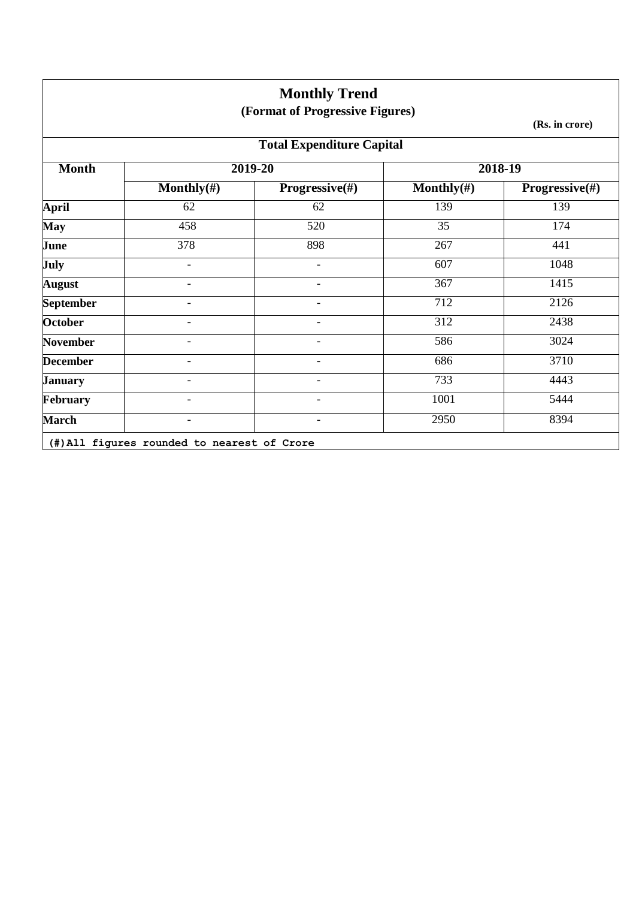# Monthly Trend

## (Format of Progressive Figures)

**(Rs. in crore)**

### Total Expenditure Capital

| Month | 2019-20 | | 2018-19 | |
|---|---|---|---|---|
| | Monthly(#) | Progressive(#) | Monthly(#) | Progressive(#) |
| April | 62 | 62 | 139 | 139 |
| May | 458 | 520 | 35 | 174 |
| June | 378 | 898 | 267 | 441 |
| July | - | - | 607 | 1048 |
| August | - | - | 367 | 1415 |
| September | - | - | 712 | 2126 |
| October | - | - | 312 | 2438 |
| November | - | - | 586 | 3024 |
| December | - | - | 686 | 3710 |
| January | - | - | 733 | 4443 |
| February | - | - | 1001 | 5444 |
| March | - | - | 2950 | 8394 |

(#)All figures rounded to nearest of Crore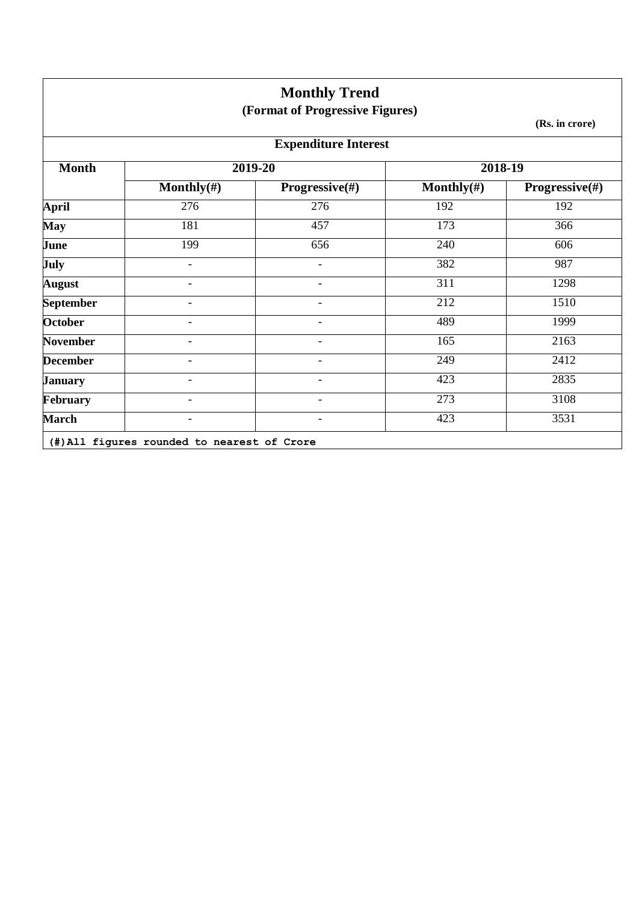# Monthly Trend

**(Format of Progressive Figures)**

**(Rs. in crore)**

## Expenditure Interest

| Month | 2019-20 | | 2018-19 | |
|---|---|---|---|---|
| | Monthly(#) | Progressive(#) | Monthly(#) | Progressive(#) |
| **April** | 276 | 276 | 192 | 192 |
| **May** | 181 | 457 | 173 | 366 |
| **June** | 199 | 656 | 240 | 606 |
| **July** | - | - | 382 | 987 |
| **August** | - | - | 311 | 1298 |
| **September** | - | - | 212 | 1510 |
| **October** | - | - | 489 | 1999 |
| **November** | - | - | 165 | 2163 |
| **December** | - | - | 249 | 2412 |
| **January** | - | - | 423 | 2835 |
| **February** | - | - | 273 | 3108 |
| **March** | - | - | 423 | 3531 |

(#)All figures rounded to nearest of Crore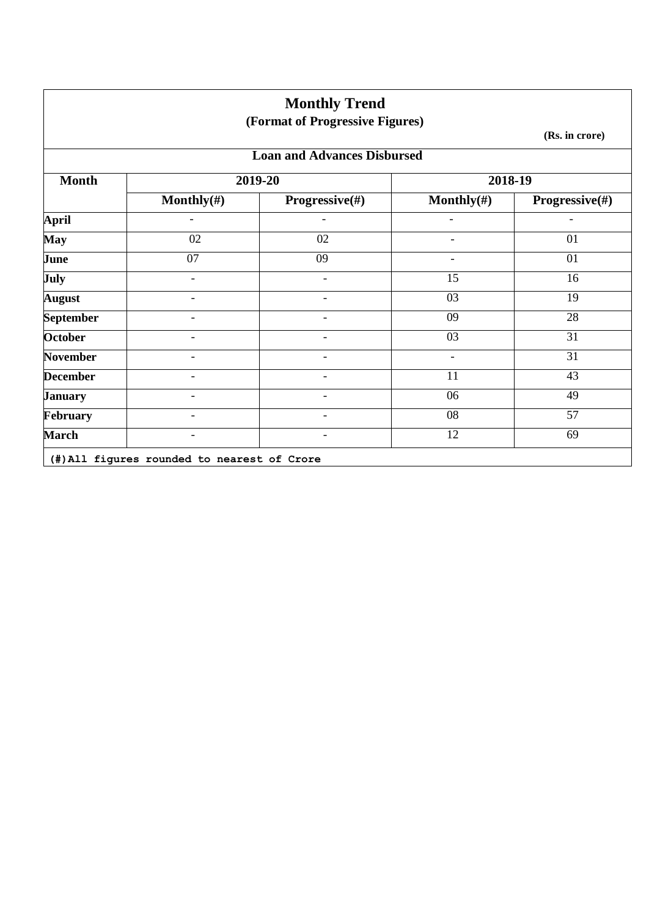# Monthly Trend

## (Format of Progressive Figures)

**(Rs. in crore)**

### Loan and Advances Disbursed

| Month | 2019-20 | | 2018-19 | |
|---|---|---|---|---|
| | Monthly(#) | Progressive(#) | Monthly(#) | Progressive(#) |
| April | - | - | - | - |
| May | 02 | 02 | - | 01 |
| June | 07 | 09 | - | 01 |
| July | - | - | 15 | 16 |
| August | - | - | 03 | 19 |
| September | - | - | 09 | 28 |
| October | - | - | 03 | 31 |
| November | - | - | - | 31 |
| December | - | - | 11 | 43 |
| January | - | - | 06 | 49 |
| February | - | - | 08 | 57 |
| March | - | - | 12 | 69 |

(#)All figures rounded to nearest of Crore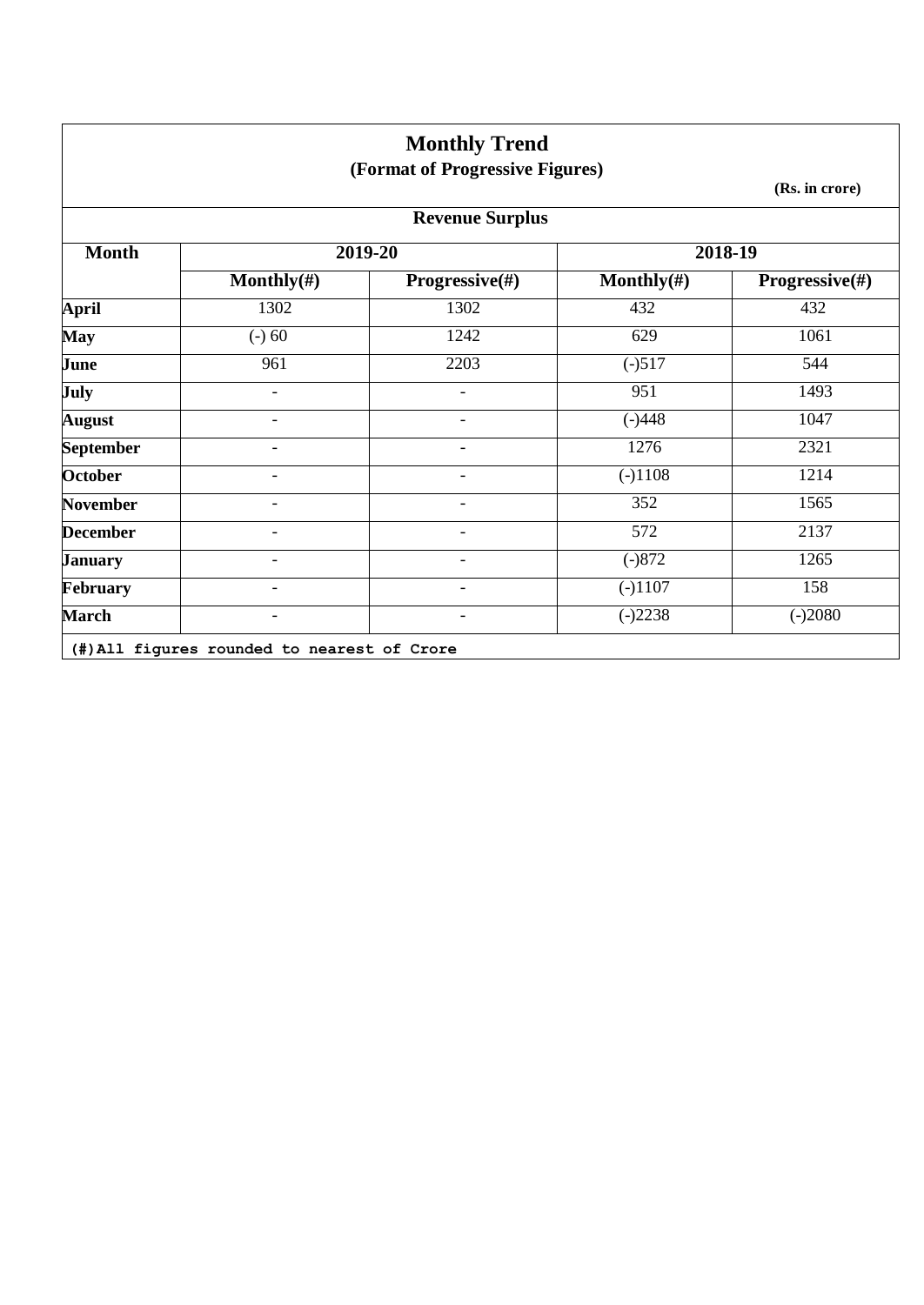# Monthly Trend

## (Format of Progressive Figures)

**(Rs. in crore)**

### Revenue Surplus

| Month | 2019-20 | | 2018-19 | |
|---|---|---|---|---|
| | Monthly(#) | Progressive(#) | Monthly(#) | Progressive(#) |
| **April** | 1302 | 1302 | 432 | 432 |
| **May** | (-) 60 | 1242 | 629 | 1061 |
| **June** | 961 | 2203 | (-)517 | 544 |
| **July** | - | - | 951 | 1493 |
| **August** | - | - | (-)448 | 1047 |
| **September** | - | - | 1276 | 2321 |
| **October** | - | - | (-)1108 | 1214 |
| **November** | - | - | 352 | 1565 |
| **December** | - | - | 572 | 2137 |
| **January** | - | - | (-)872 | 1265 |
| **February** | - | - | (-)1107 | 158 |
| **March** | - | - | (-)2238 | (-)2080 |

**(#)All figures rounded to nearest of Crore**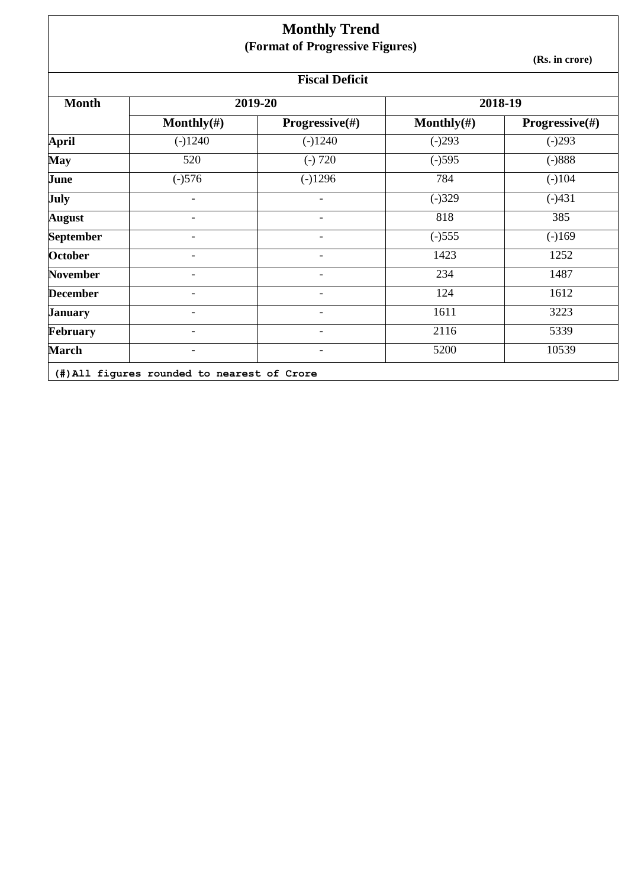# Monthly Trend

## (Format of Progressive Figures)

**(Rs. in crore)**

### Fiscal Deficit

| Month | 2019-20 | | 2018-19 | |
|---|---|---|---|---|
| | **Monthly(#)** | **Progressive(#)** | **Monthly(#)** | **Progressive(#)** |
| **April** | (-)1240 | (-)1240 | (-)293 | (-)293 |
| **May** | 520 | (-) 720 | (-)595 | (-)888 |
| **June** | (-)576 | (-)1296 | 784 | (-)104 |
| **July** | - | - | (-)329 | (-)431 |
| **August** | - | - | 818 | 385 |
| **September** | - | - | (-)555 | (-)169 |
| **October** | - | - | 1423 | 1252 |
| **November** | - | - | 234 | 1487 |
| **December** | - | - | 124 | 1612 |
| **January** | - | - | 1611 | 3223 |
| **February** | - | - | 2116 | 5339 |
| **March** | - | - | 5200 | 10539 |

**(#)All figures rounded to nearest of Crore**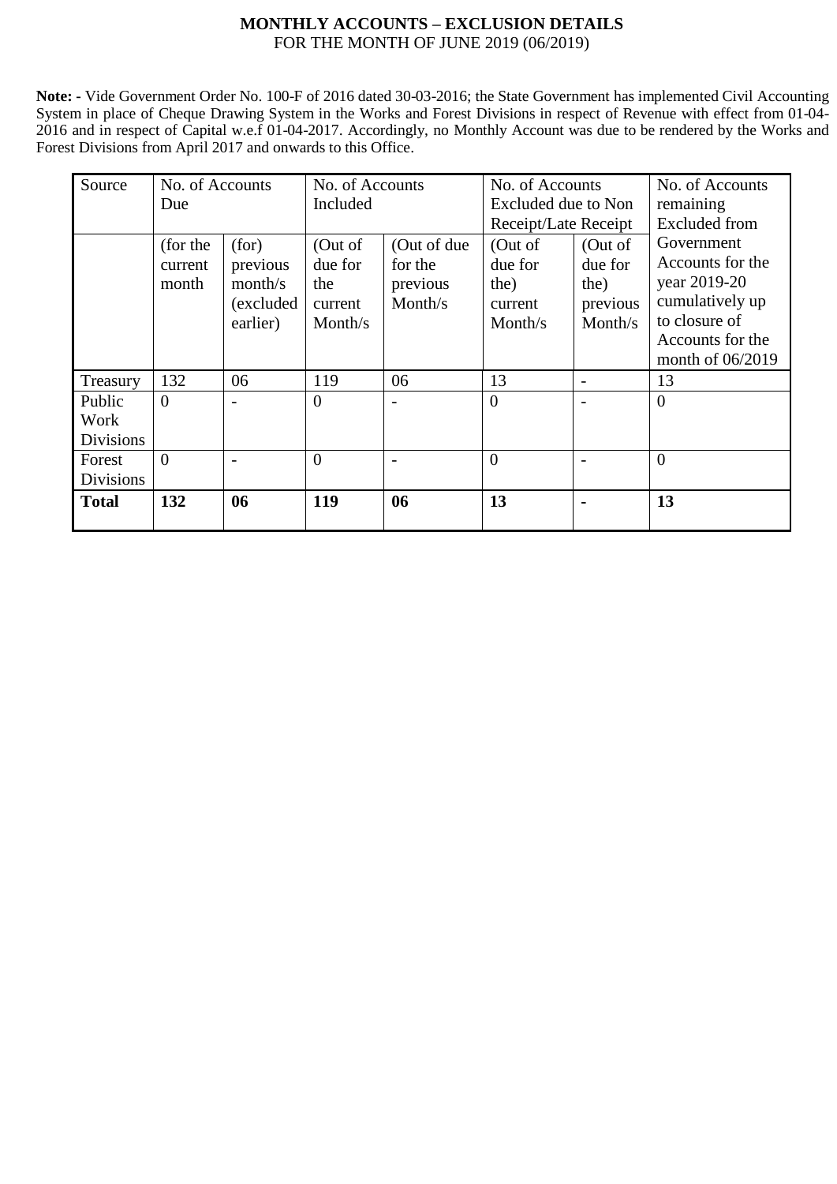**MONTHLY ACCOUNTS – EXCLUSION DETAILS**
FOR THE MONTH OF JUNE 2019 (06/2019)

**Note: -** Vide Government Order No. 100-F of 2016 dated 30-03-2016; the State Government has implemented Civil Accounting System in place of Cheque Drawing System in the Works and Forest Divisions in respect of Revenue with effect from 01-04-2016 and in respect of Capital w.e.f 01-04-2017. Accordingly, no Monthly Account was due to be rendered by the Works and Forest Divisions from April 2017 and onwards to this Office.

| Source | No. of Accounts Due | | No. of Accounts Included | | No. of Accounts Excluded due to Non Receipt/Late Receipt | | No. of Accounts remaining Excluded from Government Accounts for the year 2019-20 cumulatively up to closure of Accounts for the month of 06/2019 |
|---|---|---|---|---|---|---|---|
| | (for the current month | (for) previous month/s (excluded earlier) | (Out of due for the current Month/s | (Out of due for the previous Month/s | (Out of due for the) current Month/s | (Out of due for the) previous Month/s | |
| Treasury | 132 | 06 | 119 | 06 | 13 | - | 13 |
| Public Work Divisions | 0 | - | 0 | - | 0 | - | 0 |
| Forest Divisions | 0 | - | 0 | - | 0 | - | 0 |
| **Total** | **132** | **06** | **119** | **06** | **13** | **-** | **13** |